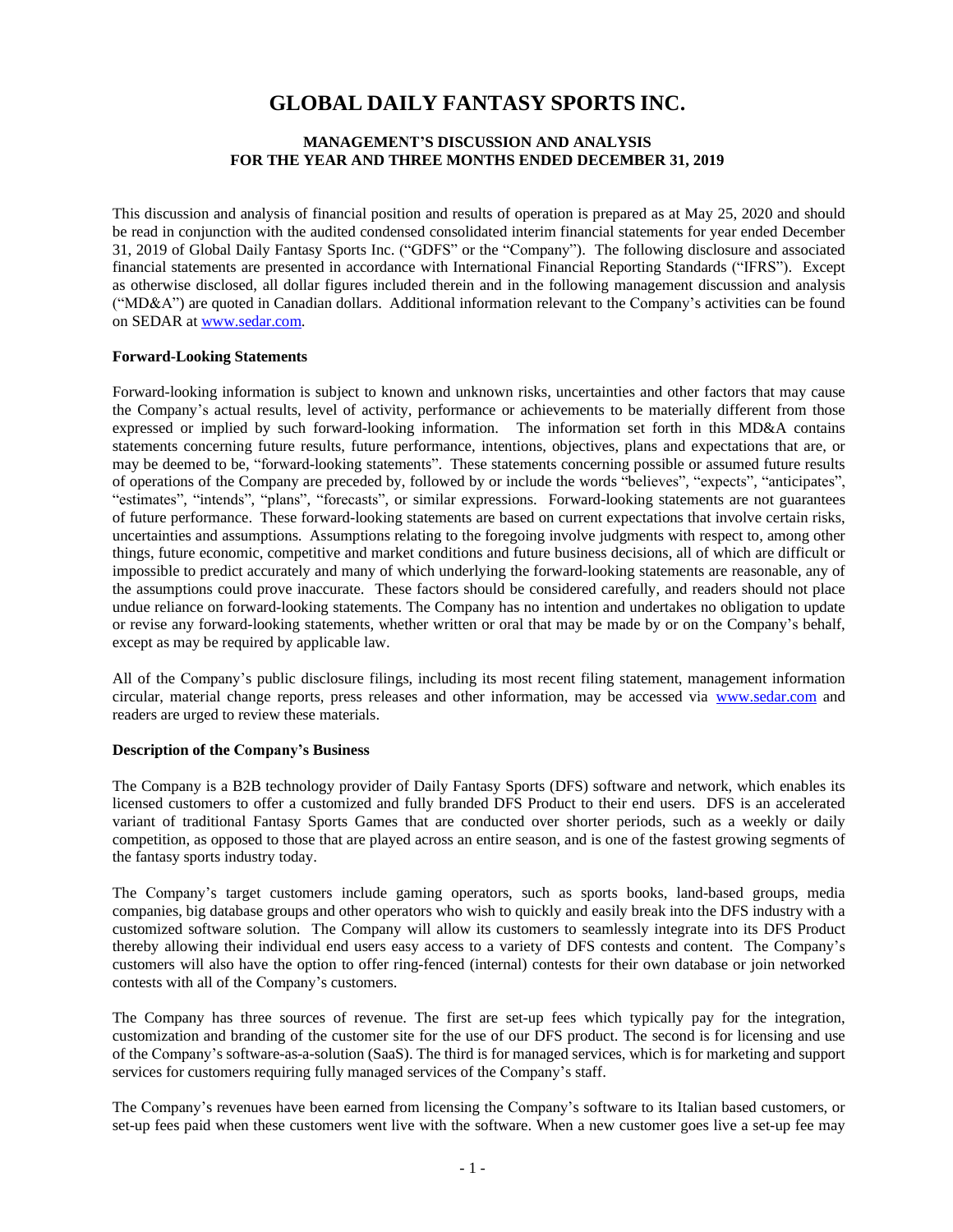# GLOBAL DAILY FANTASY SPORTS INC.

## MANAGEMENT'S DISCUSSION AND ANALYSIS
## FOR THE YEAR AND THREE MONTHS ENDED DECEMBER 31, 2019

This discussion and analysis of financial position and results of operation is prepared as at May 25, 2020 and should be read in conjunction with the audited condensed consolidated interim financial statements for year ended December 31, 2019 of Global Daily Fantasy Sports Inc. ("GDFS" or the "Company"). The following disclosure and associated financial statements are presented in accordance with International Financial Reporting Standards ("IFRS"). Except as otherwise disclosed, all dollar figures included therein and in the following management discussion and analysis ("MD&A") are quoted in Canadian dollars. Additional information relevant to the Company's activities can be found on SEDAR at www.sedar.com.

**Forward-Looking Statements**

Forward-looking information is subject to known and unknown risks, uncertainties and other factors that may cause the Company's actual results, level of activity, performance or achievements to be materially different from those expressed or implied by such forward-looking information. The information set forth in this MD&A contains statements concerning future results, future performance, intentions, objectives, plans and expectations that are, or may be deemed to be, "forward-looking statements". These statements concerning possible or assumed future results of operations of the Company are preceded by, followed by or include the words "believes", "expects", "anticipates", "estimates", "intends", "plans", "forecasts", or similar expressions. Forward-looking statements are not guarantees of future performance. These forward-looking statements are based on current expectations that involve certain risks, uncertainties and assumptions. Assumptions relating to the foregoing involve judgments with respect to, among other things, future economic, competitive and market conditions and future business decisions, all of which are difficult or impossible to predict accurately and many of which underlying the forward-looking statements are reasonable, any of the assumptions could prove inaccurate. These factors should be considered carefully, and readers should not place undue reliance on forward-looking statements. The Company has no intention and undertakes no obligation to update or revise any forward-looking statements, whether written or oral that may be made by or on the Company's behalf, except as may be required by applicable law.

All of the Company's public disclosure filings, including its most recent filing statement, management information circular, material change reports, press releases and other information, may be accessed via www.sedar.com and readers are urged to review these materials.

**Description of the Company's Business**

The Company is a B2B technology provider of Daily Fantasy Sports (DFS) software and network, which enables its licensed customers to offer a customized and fully branded DFS Product to their end users. DFS is an accelerated variant of traditional Fantasy Sports Games that are conducted over shorter periods, such as a weekly or daily competition, as opposed to those that are played across an entire season, and is one of the fastest growing segments of the fantasy sports industry today.

The Company's target customers include gaming operators, such as sports books, land-based groups, media companies, big database groups and other operators who wish to quickly and easily break into the DFS industry with a customized software solution. The Company will allow its customers to seamlessly integrate into its DFS Product thereby allowing their individual end users easy access to a variety of DFS contests and content. The Company's customers will also have the option to offer ring-fenced (internal) contests for their own database or join networked contests with all of the Company's customers.

The Company has three sources of revenue. The first are set-up fees which typically pay for the integration, customization and branding of the customer site for the use of our DFS product. The second is for licensing and use of the Company's software-as-a-solution (SaaS). The third is for managed services, which is for marketing and support services for customers requiring fully managed services of the Company's staff.

The Company's revenues have been earned from licensing the Company's software to its Italian based customers, or set-up fees paid when these customers went live with the software. When a new customer goes live a set-up fee may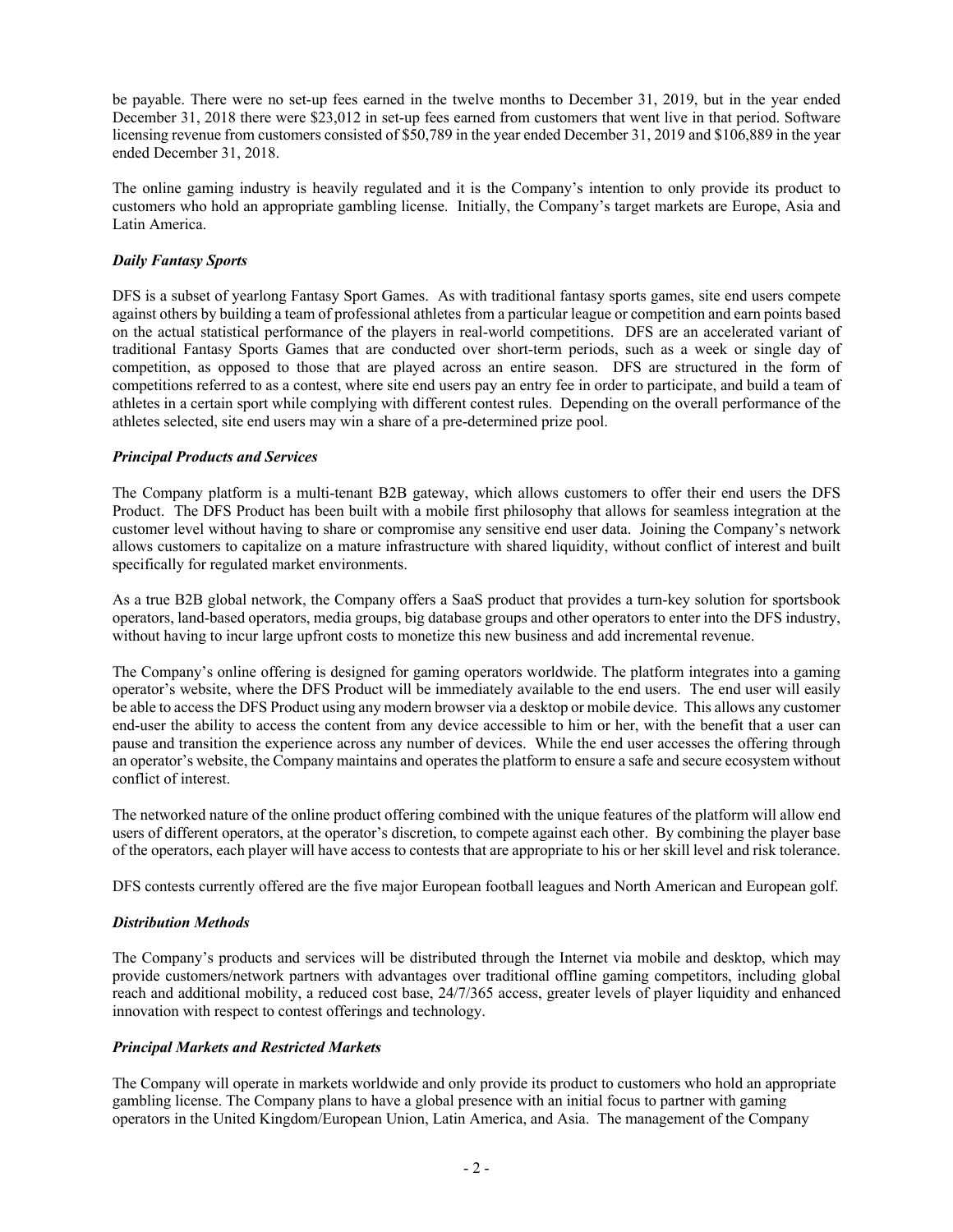be payable. There were no set-up fees earned in the twelve months to December 31, 2019, but in the year ended December 31, 2018 there were $23,012 in set-up fees earned from customers that went live in that period. Software licensing revenue from customers consisted of $50,789 in the year ended December 31, 2019 and $106,889 in the year ended December 31, 2018.

The online gaming industry is heavily regulated and it is the Company's intention to only provide its product to customers who hold an appropriate gambling license. Initially, the Company's target markets are Europe, Asia and Latin America.

***Daily Fantasy Sports***

DFS is a subset of yearlong Fantasy Sport Games. As with traditional fantasy sports games, site end users compete against others by building a team of professional athletes from a particular league or competition and earn points based on the actual statistical performance of the players in real-world competitions. DFS are an accelerated variant of traditional Fantasy Sports Games that are conducted over short-term periods, such as a week or single day of competition, as opposed to those that are played across an entire season. DFS are structured in the form of competitions referred to as a contest, where site end users pay an entry fee in order to participate, and build a team of athletes in a certain sport while complying with different contest rules. Depending on the overall performance of the athletes selected, site end users may win a share of a pre-determined prize pool.

***Principal Products and Services***

The Company platform is a multi-tenant B2B gateway, which allows customers to offer their end users the DFS Product. The DFS Product has been built with a mobile first philosophy that allows for seamless integration at the customer level without having to share or compromise any sensitive end user data. Joining the Company's network allows customers to capitalize on a mature infrastructure with shared liquidity, without conflict of interest and built specifically for regulated market environments.

As a true B2B global network, the Company offers a SaaS product that provides a turn-key solution for sportsbook operators, land-based operators, media groups, big database groups and other operators to enter into the DFS industry, without having to incur large upfront costs to monetize this new business and add incremental revenue.

The Company's online offering is designed for gaming operators worldwide. The platform integrates into a gaming operator's website, where the DFS Product will be immediately available to the end users. The end user will easily be able to access the DFS Product using any modern browser via a desktop or mobile device. This allows any customer end-user the ability to access the content from any device accessible to him or her, with the benefit that a user can pause and transition the experience across any number of devices. While the end user accesses the offering through an operator's website, the Company maintains and operates the platform to ensure a safe and secure ecosystem without conflict of interest.

The networked nature of the online product offering combined with the unique features of the platform will allow end users of different operators, at the operator's discretion, to compete against each other. By combining the player base of the operators, each player will have access to contests that are appropriate to his or her skill level and risk tolerance.

DFS contests currently offered are the five major European football leagues and North American and European golf.

***Distribution Methods***

The Company's products and services will be distributed through the Internet via mobile and desktop, which may provide customers/network partners with advantages over traditional offline gaming competitors, including global reach and additional mobility, a reduced cost base, 24/7/365 access, greater levels of player liquidity and enhanced innovation with respect to contest offerings and technology.

***Principal Markets and Restricted Markets***

The Company will operate in markets worldwide and only provide its product to customers who hold an appropriate gambling license. The Company plans to have a global presence with an initial focus to partner with gaming operators in the United Kingdom/European Union, Latin America, and Asia. The management of the Company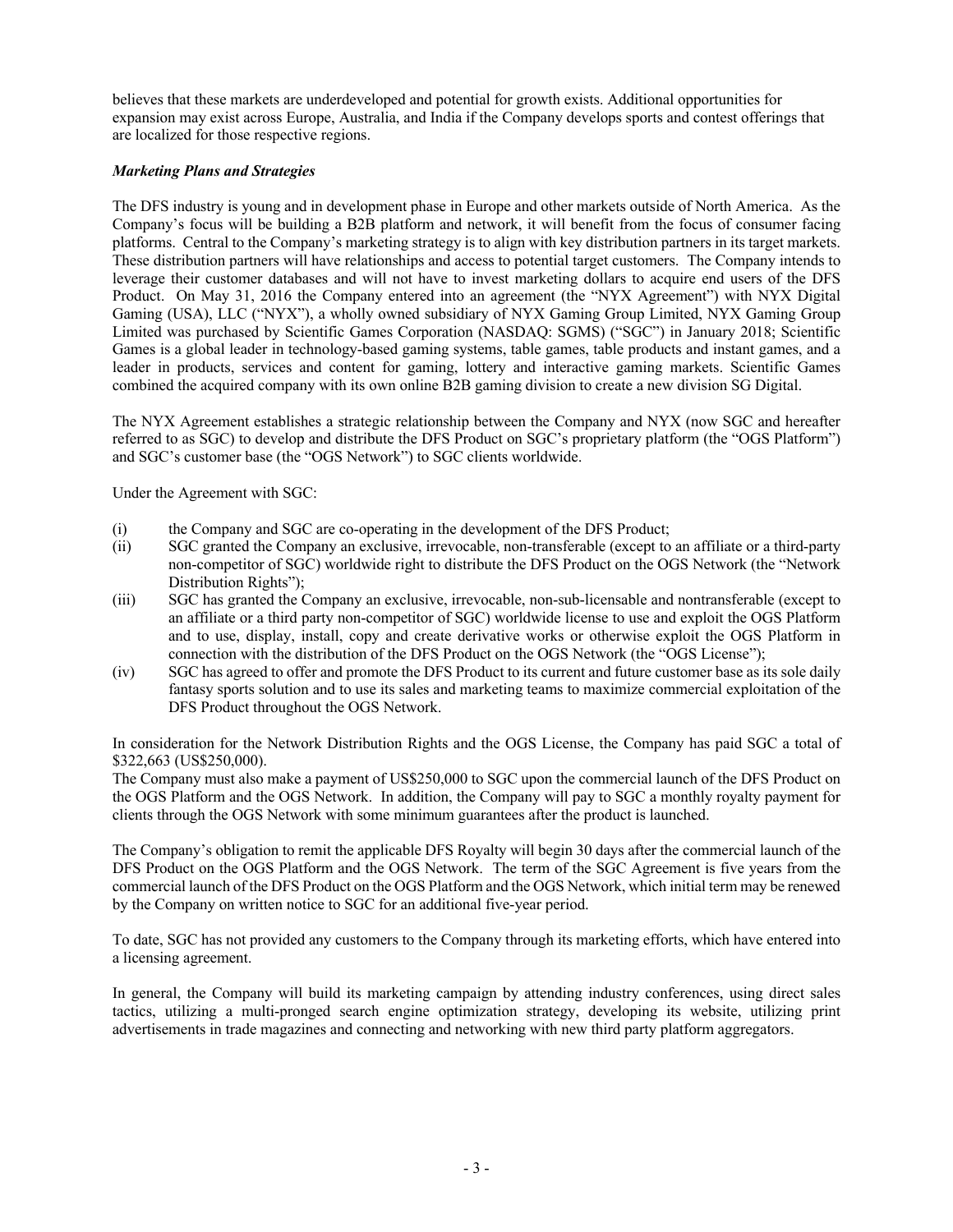believes that these markets are underdeveloped and potential for growth exists. Additional opportunities for expansion may exist across Europe, Australia, and India if the Company develops sports and contest offerings that are localized for those respective regions.

***Marketing Plans and Strategies***

The DFS industry is young and in development phase in Europe and other markets outside of North America. As the Company's focus will be building a B2B platform and network, it will benefit from the focus of consumer facing platforms. Central to the Company's marketing strategy is to align with key distribution partners in its target markets. These distribution partners will have relationships and access to potential target customers. The Company intends to leverage their customer databases and will not have to invest marketing dollars to acquire end users of the DFS Product. On May 31, 2016 the Company entered into an agreement (the "NYX Agreement") with NYX Digital Gaming (USA), LLC ("NYX"), a wholly owned subsidiary of NYX Gaming Group Limited, NYX Gaming Group Limited was purchased by Scientific Games Corporation (NASDAQ: SGMS) ("SGC") in January 2018; Scientific Games is a global leader in technology-based gaming systems, table games, table products and instant games, and a leader in products, services and content for gaming, lottery and interactive gaming markets. Scientific Games combined the acquired company with its own online B2B gaming division to create a new division SG Digital.

The NYX Agreement establishes a strategic relationship between the Company and NYX (now SGC and hereafter referred to as SGC) to develop and distribute the DFS Product on SGC's proprietary platform (the "OGS Platform") and SGC's customer base (the "OGS Network") to SGC clients worldwide.

Under the Agreement with SGC:

(i) the Company and SGC are co-operating in the development of the DFS Product;
(ii) SGC granted the Company an exclusive, irrevocable, non-transferable (except to an affiliate or a third-party non-competitor of SGC) worldwide right to distribute the DFS Product on the OGS Network (the "Network Distribution Rights");
(iii) SGC has granted the Company an exclusive, irrevocable, non-sub-licensable and nontransferable (except to an affiliate or a third party non-competitor of SGC) worldwide license to use and exploit the OGS Platform and to use, display, install, copy and create derivative works or otherwise exploit the OGS Platform in connection with the distribution of the DFS Product on the OGS Network (the "OGS License");
(iv) SGC has agreed to offer and promote the DFS Product to its current and future customer base as its sole daily fantasy sports solution and to use its sales and marketing teams to maximize commercial exploitation of the DFS Product throughout the OGS Network.

In consideration for the Network Distribution Rights and the OGS License, the Company has paid SGC a total of $322,663 (US$250,000).
The Company must also make a payment of US$250,000 to SGC upon the commercial launch of the DFS Product on the OGS Platform and the OGS Network. In addition, the Company will pay to SGC a monthly royalty payment for clients through the OGS Network with some minimum guarantees after the product is launched.

The Company's obligation to remit the applicable DFS Royalty will begin 30 days after the commercial launch of the DFS Product on the OGS Platform and the OGS Network. The term of the SGC Agreement is five years from the commercial launch of the DFS Product on the OGS Platform and the OGS Network, which initial term may be renewed by the Company on written notice to SGC for an additional five-year period.

To date, SGC has not provided any customers to the Company through its marketing efforts, which have entered into a licensing agreement.

In general, the Company will build its marketing campaign by attending industry conferences, using direct sales tactics, utilizing a multi-pronged search engine optimization strategy, developing its website, utilizing print advertisements in trade magazines and connecting and networking with new third party platform aggregators.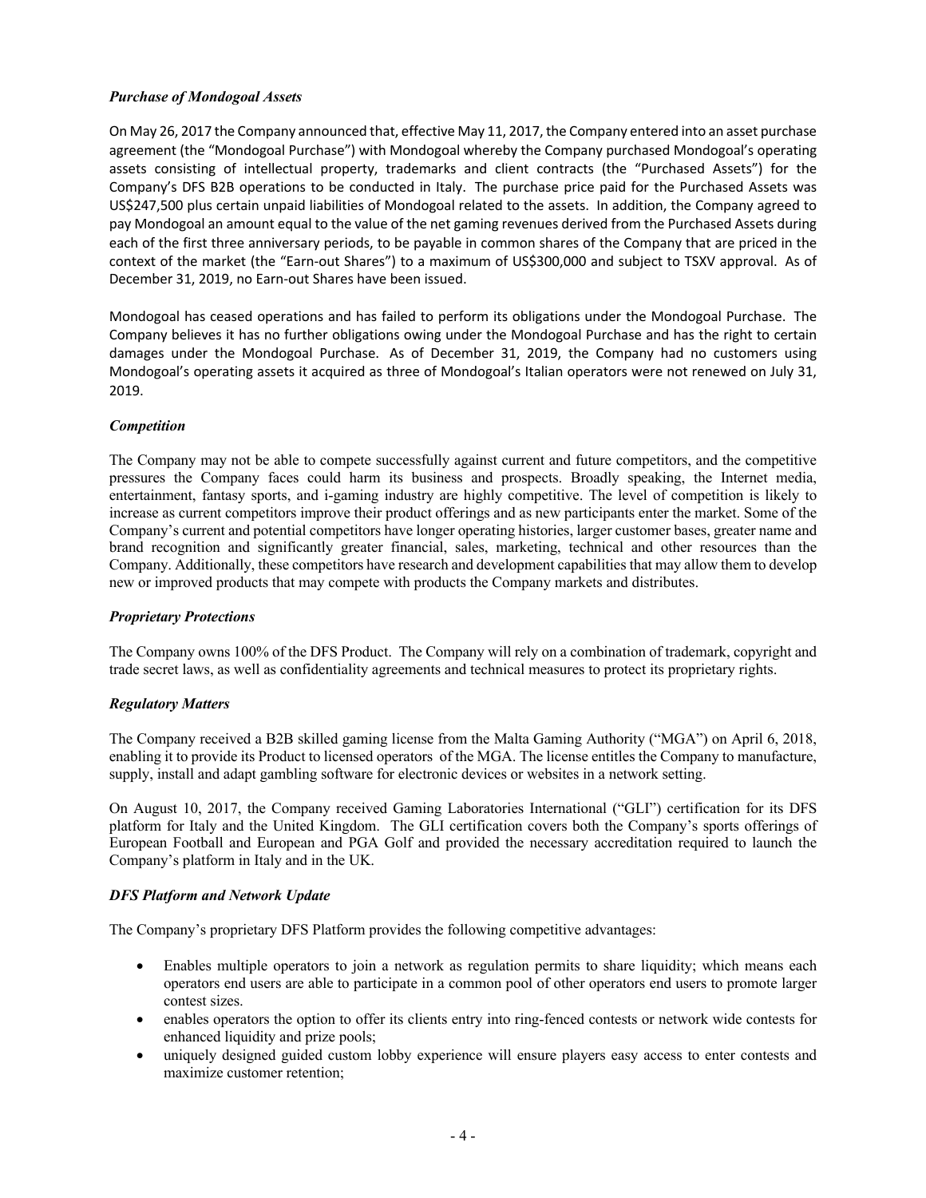### *Purchase of Mondogoal Assets*

On May 26, 2017 the Company announced that, effective May 11, 2017, the Company entered into an asset purchase agreement (the "Mondogoal Purchase") with Mondogoal whereby the Company purchased Mondogoal's operating assets consisting of intellectual property, trademarks and client contracts (the "Purchased Assets") for the Company's DFS B2B operations to be conducted in Italy. The purchase price paid for the Purchased Assets was US$247,500 plus certain unpaid liabilities of Mondogoal related to the assets. In addition, the Company agreed to pay Mondogoal an amount equal to the value of the net gaming revenues derived from the Purchased Assets during each of the first three anniversary periods, to be payable in common shares of the Company that are priced in the context of the market (the "Earn-out Shares") to a maximum of US$300,000 and subject to TSXV approval. As of December 31, 2019, no Earn-out Shares have been issued.

Mondogoal has ceased operations and has failed to perform its obligations under the Mondogoal Purchase. The Company believes it has no further obligations owing under the Mondogoal Purchase and has the right to certain damages under the Mondogoal Purchase. As of December 31, 2019, the Company had no customers using Mondogoal's operating assets it acquired as three of Mondogoal's Italian operators were not renewed on July 31, 2019.

### *Competition*

The Company may not be able to compete successfully against current and future competitors, and the competitive pressures the Company faces could harm its business and prospects. Broadly speaking, the Internet media, entertainment, fantasy sports, and i-gaming industry are highly competitive. The level of competition is likely to increase as current competitors improve their product offerings and as new participants enter the market. Some of the Company's current and potential competitors have longer operating histories, larger customer bases, greater name and brand recognition and significantly greater financial, sales, marketing, technical and other resources than the Company. Additionally, these competitors have research and development capabilities that may allow them to develop new or improved products that may compete with products the Company markets and distributes.

### *Proprietary Protections*

The Company owns 100% of the DFS Product. The Company will rely on a combination of trademark, copyright and trade secret laws, as well as confidentiality agreements and technical measures to protect its proprietary rights.

### *Regulatory Matters*

The Company received a B2B skilled gaming license from the Malta Gaming Authority ("MGA") on April 6, 2018, enabling it to provide its Product to licensed operators of the MGA. The license entitles the Company to manufacture, supply, install and adapt gambling software for electronic devices or websites in a network setting.

On August 10, 2017, the Company received Gaming Laboratories International ("GLI") certification for its DFS platform for Italy and the United Kingdom. The GLI certification covers both the Company's sports offerings of European Football and European and PGA Golf and provided the necessary accreditation required to launch the Company's platform in Italy and in the UK.

### *DFS Platform and Network Update*

The Company's proprietary DFS Platform provides the following competitive advantages:

- Enables multiple operators to join a network as regulation permits to share liquidity; which means each operators end users are able to participate in a common pool of other operators end users to promote larger contest sizes.
- enables operators the option to offer its clients entry into ring-fenced contests or network wide contests for enhanced liquidity and prize pools;
- uniquely designed guided custom lobby experience will ensure players easy access to enter contests and maximize customer retention;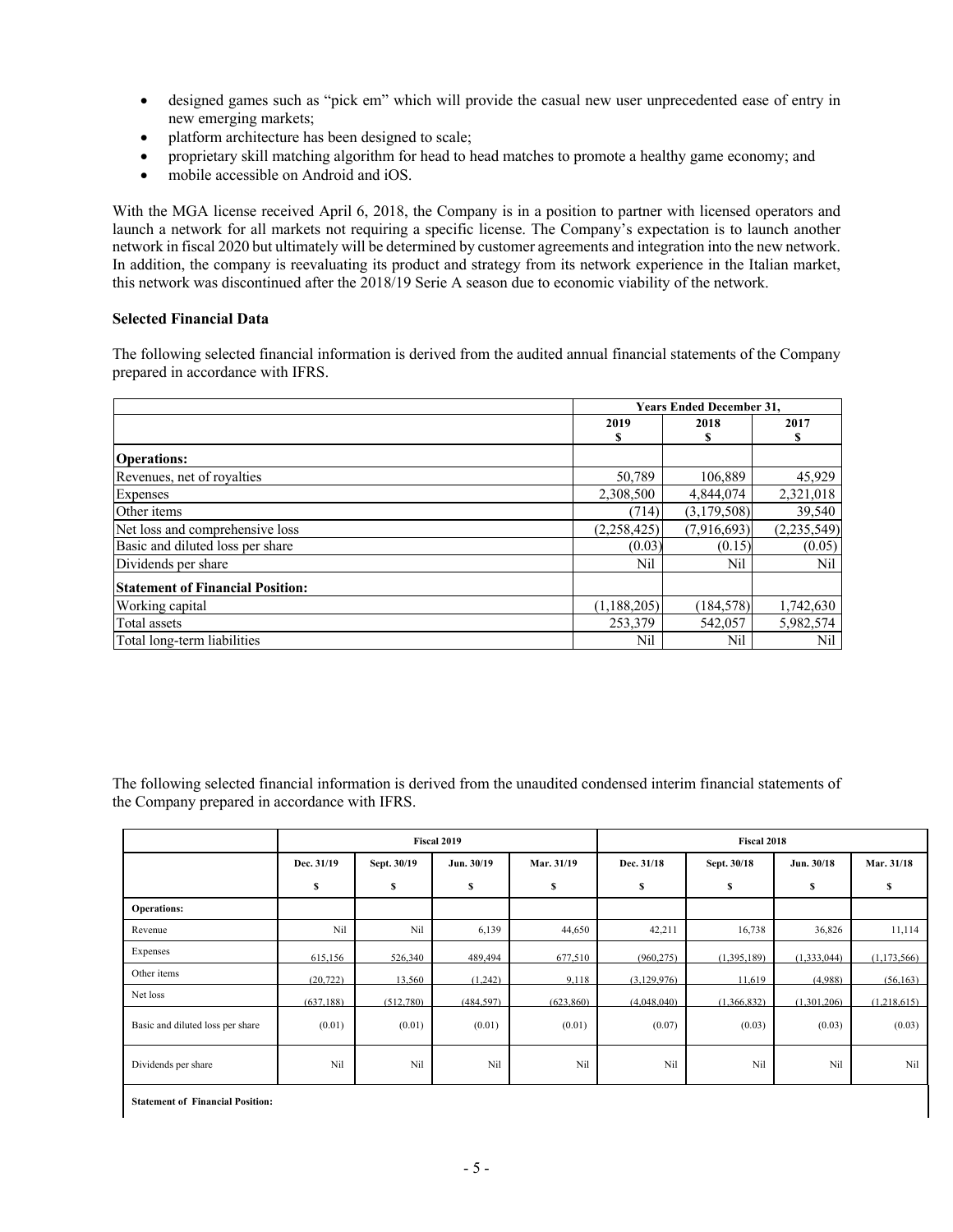- designed games such as "pick em" which will provide the casual new user unprecedented ease of entry in new emerging markets;
- platform architecture has been designed to scale;
- proprietary skill matching algorithm for head to head matches to promote a healthy game economy; and
- mobile accessible on Android and iOS.

With the MGA license received April 6, 2018, the Company is in a position to partner with licensed operators and launch a network for all markets not requiring a specific license. The Company's expectation is to launch another network in fiscal 2020 but ultimately will be determined by customer agreements and integration into the new network. In addition, the company is reevaluating its product and strategy from its network experience in the Italian market, this network was discontinued after the 2018/19 Serie A season due to economic viability of the network.

**Selected Financial Data**

The following selected financial information is derived from the audited annual financial statements of the Company prepared in accordance with IFRS.

| | Years Ended December 31, | | |
|---|---|---|---|
| | 2019<br>$ | 2018<br>$ | 2017<br>$ |
| **Operations:** | | | |
| Revenues, net of royalties | 50,789 | 106,889 | 45,929 |
| Expenses | 2,308,500 | 4,844,074 | 2,321,018 |
| Other items | (714) | (3,179,508) | 39,540 |
| Net loss and comprehensive loss | (2,258,425) | (7,916,693) | (2,235,549) |
| Basic and diluted loss per share | (0.03) | (0.15) | (0.05) |
| Dividends per share | Nil | Nil | Nil |
| **Statement of Financial Position:** | | | |
| Working capital | (1,188,205) | (184,578) | 1,742,630 |
| Total assets | 253,379 | 542,057 | 5,982,574 |
| Total long-term liabilities | Nil | Nil | Nil |

The following selected financial information is derived from the unaudited condensed interim financial statements of the Company prepared in accordance with IFRS.

| | Fiscal 2019 | | | | Fiscal 2018 | | | |
|---|---|---|---|---|---|---|---|---|
| | Dec. 31/19<br>$ | Sept. 30/19<br>$ | Jun. 30/19<br>$ | Mar. 31/19<br>$ | Dec. 31/18<br>$ | Sept. 30/18<br>$ | Jun. 30/18<br>$ | Mar. 31/18<br>$ |
| **Operations:** | | | | | | | | |
| Revenue | Nil | Nil | 6,139 | 44,650 | 42,211 | 16,738 | 36,826 | 11,114 |
| Expenses | 615,156 | 526,340 | 489,494 | 677,510 | (960,275) | (1,395,189) | (1,333,044) | (1,173,566) |
| Other items | (20,722) | 13,560 | (1,242) | 9,118 | (3,129,976) | 11,619 | (4,988) | (56,163) |
| Net loss | (637,188) | (512,780) | (484,597) | (623,860) | (4,048,040) | (1,366,832) | (1,301,206) | (1,218,615) |
| Basic and diluted loss per share | (0.01) | (0.01) | (0.01) | (0.01) | (0.07) | (0.03) | (0.03) | (0.03) |
| Dividends per share | Nil | Nil | Nil | Nil | Nil | Nil | Nil | Nil |
| **Statement of Financial Position:** | | | | | | | | |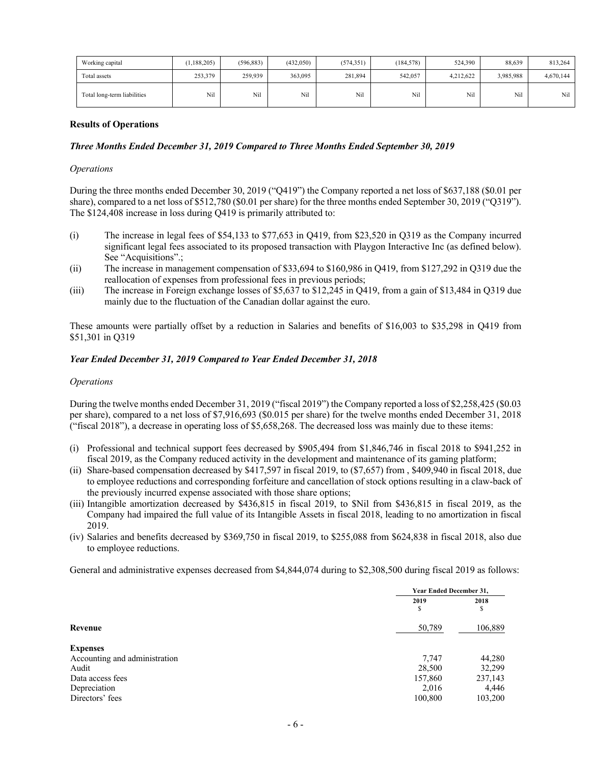| Working capital | (1,188,205) | (596,883) | (432,050) | (574,351) | (184,578) | 524,390 | 88,639 | 813,264 |
|---|---|---|---|---|---|---|---|---|
| Total assets | 253,379 | 259,939 | 363,095 | 281,894 | 542,057 | 4,212,622 | 3,985,988 | 4,670,144 |
| Total long-term liabilities | Nil | Nil | Nil | Nil | Nil | Nil | Nil | Nil |

## Results of Operations

### *Three Months Ended December 31, 2019 Compared to Three Months Ended September 30, 2019*

*Operations*

During the three months ended December 30, 2019 ("Q419") the Company reported a net loss of $637,188 ($0.01 per share), compared to a net loss of $512,780 ($0.01 per share) for the three months ended September 30, 2019 ("Q319"). The $124,408 increase in loss during Q419 is primarily attributed to:

(i) The increase in legal fees of $54,133 to $77,653 in Q419, from $23,520 in Q319 as the Company incurred significant legal fees associated to its proposed transaction with Playgon Interactive Inc (as defined below). See "Acquisitions".;

(ii) The increase in management compensation of $33,694 to $160,986 in Q419, from $127,292 in Q319 due the reallocation of expenses from professional fees in previous periods;

(iii) The increase in Foreign exchange losses of $5,637 to $12,245 in Q419, from a gain of $13,484 in Q319 due mainly due to the fluctuation of the Canadian dollar against the euro.

These amounts were partially offset by a reduction in Salaries and benefits of $16,003 to $35,298 in Q419 from $51,301 in Q319

### *Year Ended December 31, 2019 Compared to Year Ended December 31, 2018*

*Operations*

During the twelve months ended December 31, 2019 ("fiscal 2019") the Company reported a loss of $2,258,425 ($0.03 per share), compared to a net loss of $7,916,693 ($0.015 per share) for the twelve months ended December 31, 2018 ("fiscal 2018"), a decrease in operating loss of $5,658,268. The decreased loss was mainly due to these items:

(i) Professional and technical support fees decreased by $905,494 from $1,846,746 in fiscal 2018 to $941,252 in fiscal 2019, as the Company reduced activity in the development and maintenance of its gaming platform;

(ii) Share-based compensation decreased by $417,597 in fiscal 2019, to ($7,657) from , $409,940 in fiscal 2018, due to employee reductions and corresponding forfeiture and cancellation of stock options resulting in a claw-back of the previously incurred expense associated with those share options;

(iii) Intangible amortization decreased by $436,815 in fiscal 2019, to $Nil from $436,815 in fiscal 2019, as the Company had impaired the full value of its Intangible Assets in fiscal 2018, leading to no amortization in fiscal 2019.

(iv) Salaries and benefits decreased by $369,750 in fiscal 2019, to $255,088 from $624,838 in fiscal 2018, also due to employee reductions.

General and administrative expenses decreased from $4,844,074 during to $2,308,500 during fiscal 2019 as follows:

| | Year Ended December 31, | |
|---|---|---|
| | 2019<br>$ | 2018<br>$ |
| **Revenue** | 50,789 | 106,889 |
| **Expenses** | | |
| Accounting and administration | 7,747 | 44,280 |
| Audit | 28,500 | 32,299 |
| Data access fees | 157,860 | 237,143 |
| Depreciation | 2,016 | 4,446 |
| Directors' fees | 100,800 | 103,200 |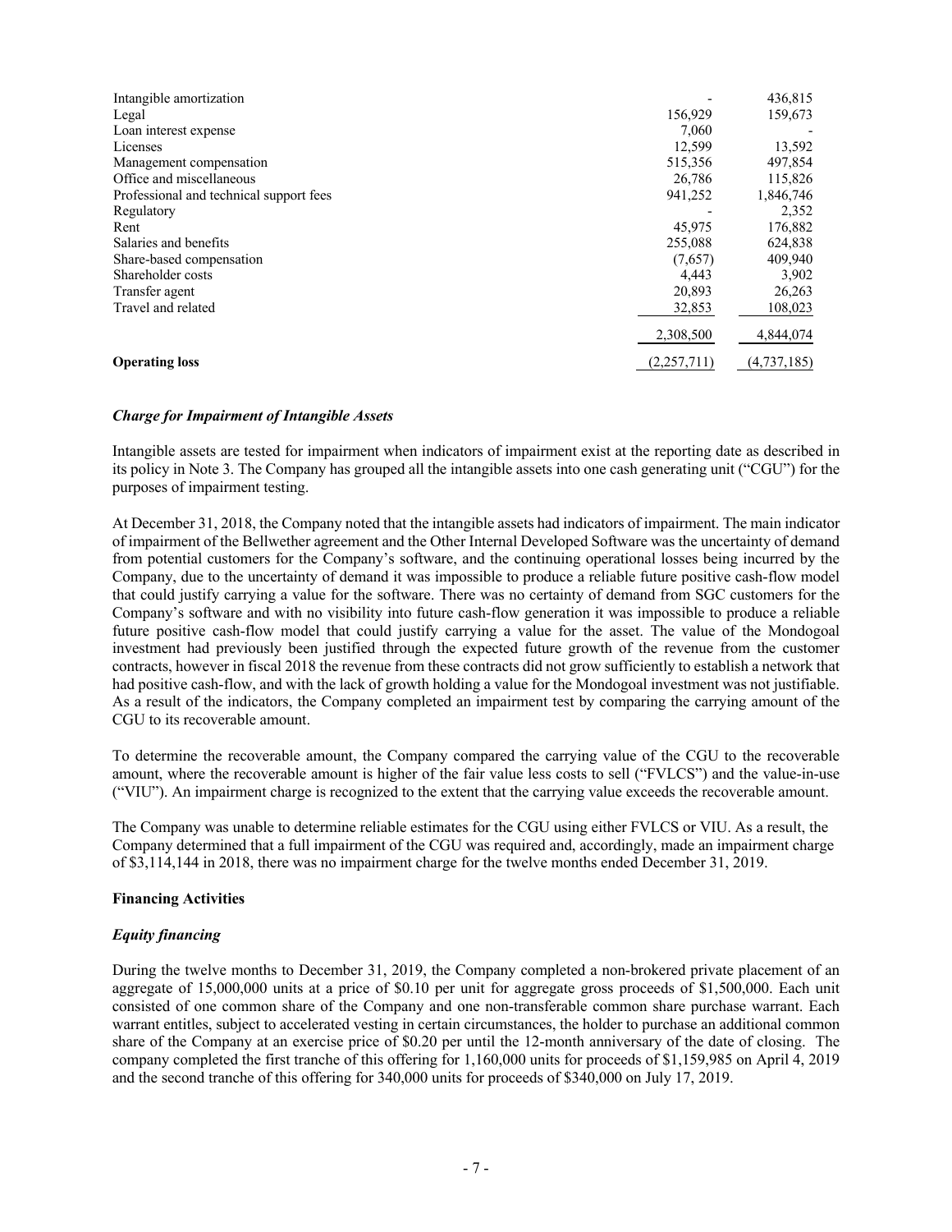| | | |
|---|---|---|
| Intangible amortization | - | 436,815 |
| Legal | 156,929 | 159,673 |
| Loan interest expense | 7,060 | - |
| Licenses | 12,599 | 13,592 |
| Management compensation | 515,356 | 497,854 |
| Office and miscellaneous | 26,786 | 115,826 |
| Professional and technical support fees | 941,252 | 1,846,746 |
| Regulatory | - | 2,352 |
| Rent | 45,975 | 176,882 |
| Salaries and benefits | 255,088 | 624,838 |
| Share-based compensation | (7,657) | 409,940 |
| Shareholder costs | 4,443 | 3,902 |
| Transfer agent | 20,893 | 26,263 |
| Travel and related | 32,853 | 108,023 |
| | 2,308,500 | 4,844,074 |
| **Operating loss** | (2,257,711) | (4,737,185) |

### *Charge for Impairment of Intangible Assets*

Intangible assets are tested for impairment when indicators of impairment exist at the reporting date as described in its policy in Note 3. The Company has grouped all the intangible assets into one cash generating unit ("CGU") for the purposes of impairment testing.

At December 31, 2018, the Company noted that the intangible assets had indicators of impairment. The main indicator of impairment of the Bellwether agreement and the Other Internal Developed Software was the uncertainty of demand from potential customers for the Company's software, and the continuing operational losses being incurred by the Company, due to the uncertainty of demand it was impossible to produce a reliable future positive cash-flow model that could justify carrying a value for the software. There was no certainty of demand from SGC customers for the Company's software and with no visibility into future cash-flow generation it was impossible to produce a reliable future positive cash-flow model that could justify carrying a value for the asset. The value of the Mondogoal investment had previously been justified through the expected future growth of the revenue from the customer contracts, however in fiscal 2018 the revenue from these contracts did not grow sufficiently to establish a network that had positive cash-flow, and with the lack of growth holding a value for the Mondogoal investment was not justifiable. As a result of the indicators, the Company completed an impairment test by comparing the carrying amount of the CGU to its recoverable amount.

To determine the recoverable amount, the Company compared the carrying value of the CGU to the recoverable amount, where the recoverable amount is higher of the fair value less costs to sell ("FVLCS") and the value-in-use ("VIU"). An impairment charge is recognized to the extent that the carrying value exceeds the recoverable amount.

The Company was unable to determine reliable estimates for the CGU using either FVLCS or VIU. As a result, the Company determined that a full impairment of the CGU was required and, accordingly, made an impairment charge of $3,114,144 in 2018, there was no impairment charge for the twelve months ended December 31, 2019.

## Financing Activities

### *Equity financing*

During the twelve months to December 31, 2019, the Company completed a non-brokered private placement of an aggregate of 15,000,000 units at a price of $0.10 per unit for aggregate gross proceeds of $1,500,000. Each unit consisted of one common share of the Company and one non-transferable common share purchase warrant. Each warrant entitles, subject to accelerated vesting in certain circumstances, the holder to purchase an additional common share of the Company at an exercise price of $0.20 per until the 12-month anniversary of the date of closing. The company completed the first tranche of this offering for 1,160,000 units for proceeds of $1,159,985 on April 4, 2019 and the second tranche of this offering for 340,000 units for proceeds of $340,000 on July 17, 2019.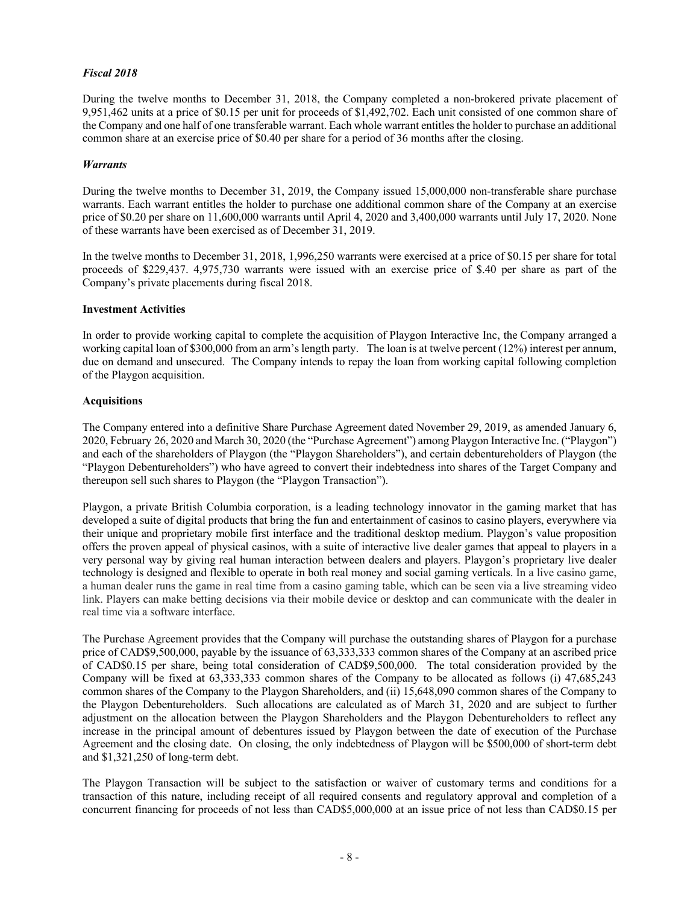*Fiscal 2018*

During the twelve months to December 31, 2018, the Company completed a non-brokered private placement of 9,951,462 units at a price of $0.15 per unit for proceeds of $1,492,702. Each unit consisted of one common share of the Company and one half of one transferable warrant. Each whole warrant entitles the holder to purchase an additional common share at an exercise price of $0.40 per share for a period of 36 months after the closing.

*Warrants*

During the twelve months to December 31, 2019, the Company issued 15,000,000 non-transferable share purchase warrants. Each warrant entitles the holder to purchase one additional common share of the Company at an exercise price of $0.20 per share on 11,600,000 warrants until April 4, 2020 and 3,400,000 warrants until July 17, 2020. None of these warrants have been exercised as of December 31, 2019.

In the twelve months to December 31, 2018, 1,996,250 warrants were exercised at a price of $0.15 per share for total proceeds of $229,437. 4,975,730 warrants were issued with an exercise price of $.40 per share as part of the Company's private placements during fiscal 2018.

**Investment Activities**

In order to provide working capital to complete the acquisition of Playgon Interactive Inc, the Company arranged a working capital loan of $300,000 from an arm's length party. The loan is at twelve percent (12%) interest per annum, due on demand and unsecured. The Company intends to repay the loan from working capital following completion of the Playgon acquisition.

**Acquisitions**

The Company entered into a definitive Share Purchase Agreement dated November 29, 2019, as amended January 6, 2020, February 26, 2020 and March 30, 2020 (the "Purchase Agreement") among Playgon Interactive Inc. ("Playgon") and each of the shareholders of Playgon (the "Playgon Shareholders"), and certain debentureholders of Playgon (the "Playgon Debentureholders") who have agreed to convert their indebtedness into shares of the Target Company and thereupon sell such shares to Playgon (the "Playgon Transaction").

Playgon, a private British Columbia corporation, is a leading technology innovator in the gaming market that has developed a suite of digital products that bring the fun and entertainment of casinos to casino players, everywhere via their unique and proprietary mobile first interface and the traditional desktop medium. Playgon's value proposition offers the proven appeal of physical casinos, with a suite of interactive live dealer games that appeal to players in a very personal way by giving real human interaction between dealers and players. Playgon's proprietary live dealer technology is designed and flexible to operate in both real money and social gaming verticals. In a live casino game, a human dealer runs the game in real time from a casino gaming table, which can be seen via a live streaming video link. Players can make betting decisions via their mobile device or desktop and can communicate with the dealer in real time via a software interface.

The Purchase Agreement provides that the Company will purchase the outstanding shares of Playgon for a purchase price of CAD$9,500,000, payable by the issuance of 63,333,333 common shares of the Company at an ascribed price of CAD$0.15 per share, being total consideration of CAD$9,500,000. The total consideration provided by the Company will be fixed at 63,333,333 common shares of the Company to be allocated as follows (i) 47,685,243 common shares of the Company to the Playgon Shareholders, and (ii) 15,648,090 common shares of the Company to the Playgon Debentureholders. Such allocations are calculated as of March 31, 2020 and are subject to further adjustment on the allocation between the Playgon Shareholders and the Playgon Debentureholders to reflect any increase in the principal amount of debentures issued by Playgon between the date of execution of the Purchase Agreement and the closing date. On closing, the only indebtedness of Playgon will be $500,000 of short-term debt and $1,321,250 of long-term debt.

The Playgon Transaction will be subject to the satisfaction or waiver of customary terms and conditions for a transaction of this nature, including receipt of all required consents and regulatory approval and completion of a concurrent financing for proceeds of not less than CAD$5,000,000 at an issue price of not less than CAD$0.15 per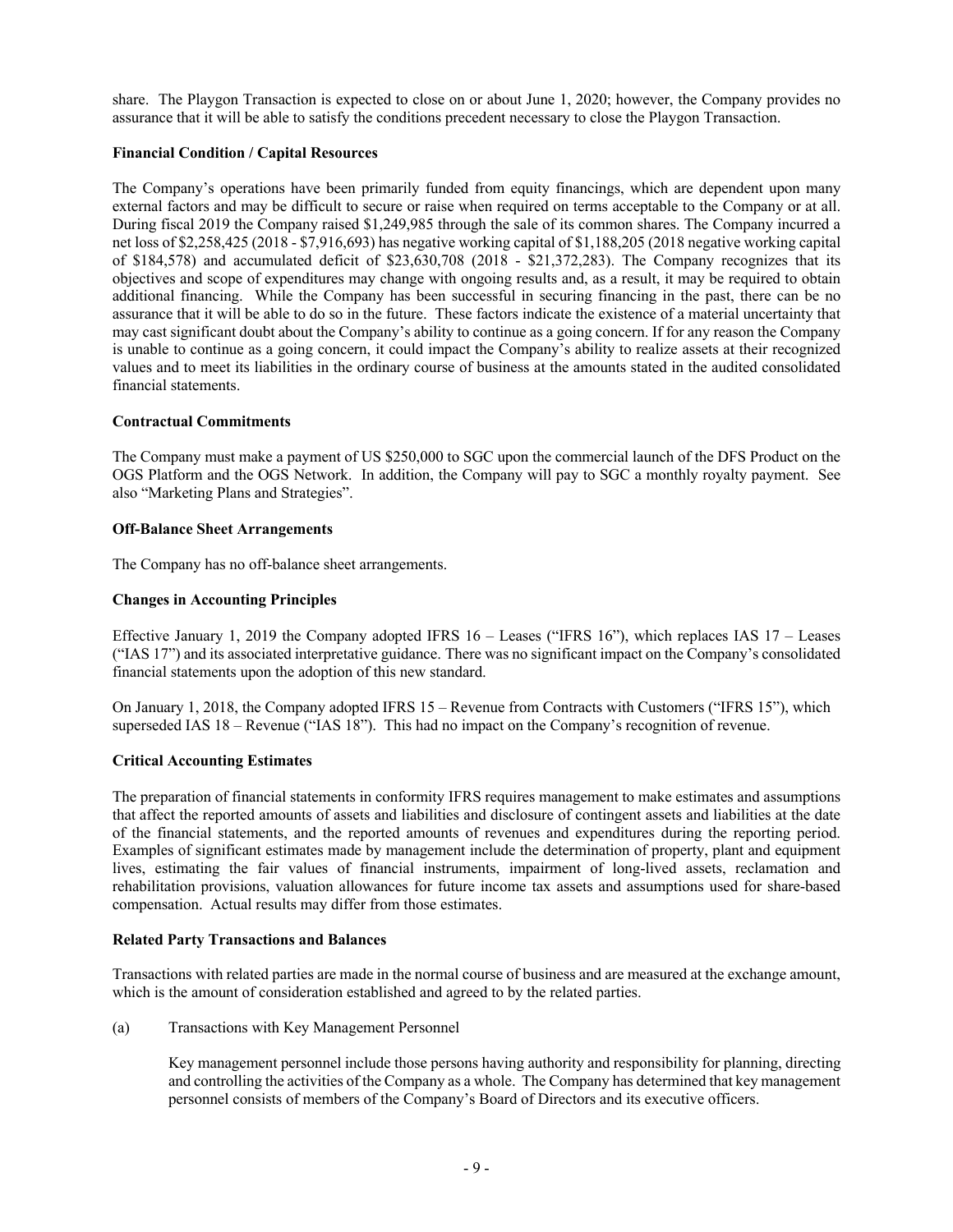share. The Playgon Transaction is expected to close on or about June 1, 2020; however, the Company provides no assurance that it will be able to satisfy the conditions precedent necessary to close the Playgon Transaction.

**Financial Condition / Capital Resources**

The Company's operations have been primarily funded from equity financings, which are dependent upon many external factors and may be difficult to secure or raise when required on terms acceptable to the Company or at all. During fiscal 2019 the Company raised $1,249,985 through the sale of its common shares. The Company incurred a net loss of $2,258,425 (2018 - $7,916,693) has negative working capital of $1,188,205 (2018 negative working capital of $184,578) and accumulated deficit of $23,630,708 (2018 - $21,372,283). The Company recognizes that its objectives and scope of expenditures may change with ongoing results and, as a result, it may be required to obtain additional financing. While the Company has been successful in securing financing in the past, there can be no assurance that it will be able to do so in the future. These factors indicate the existence of a material uncertainty that may cast significant doubt about the Company's ability to continue as a going concern. If for any reason the Company is unable to continue as a going concern, it could impact the Company's ability to realize assets at their recognized values and to meet its liabilities in the ordinary course of business at the amounts stated in the audited consolidated financial statements.

**Contractual Commitments**

The Company must make a payment of US $250,000 to SGC upon the commercial launch of the DFS Product on the OGS Platform and the OGS Network. In addition, the Company will pay to SGC a monthly royalty payment. See also "Marketing Plans and Strategies".

**Off-Balance Sheet Arrangements**

The Company has no off-balance sheet arrangements.

**Changes in Accounting Principles**

Effective January 1, 2019 the Company adopted IFRS 16 – Leases ("IFRS 16"), which replaces IAS 17 – Leases ("IAS 17") and its associated interpretative guidance. There was no significant impact on the Company's consolidated financial statements upon the adoption of this new standard.

On January 1, 2018, the Company adopted IFRS 15 – Revenue from Contracts with Customers ("IFRS 15"), which superseded IAS 18 – Revenue ("IAS 18"). This had no impact on the Company's recognition of revenue.

**Critical Accounting Estimates**

The preparation of financial statements in conformity IFRS requires management to make estimates and assumptions that affect the reported amounts of assets and liabilities and disclosure of contingent assets and liabilities at the date of the financial statements, and the reported amounts of revenues and expenditures during the reporting period. Examples of significant estimates made by management include the determination of property, plant and equipment lives, estimating the fair values of financial instruments, impairment of long-lived assets, reclamation and rehabilitation provisions, valuation allowances for future income tax assets and assumptions used for share-based compensation. Actual results may differ from those estimates.

**Related Party Transactions and Balances**

Transactions with related parties are made in the normal course of business and are measured at the exchange amount, which is the amount of consideration established and agreed to by the related parties.

(a) Transactions with Key Management Personnel

Key management personnel include those persons having authority and responsibility for planning, directing and controlling the activities of the Company as a whole. The Company has determined that key management personnel consists of members of the Company's Board of Directors and its executive officers.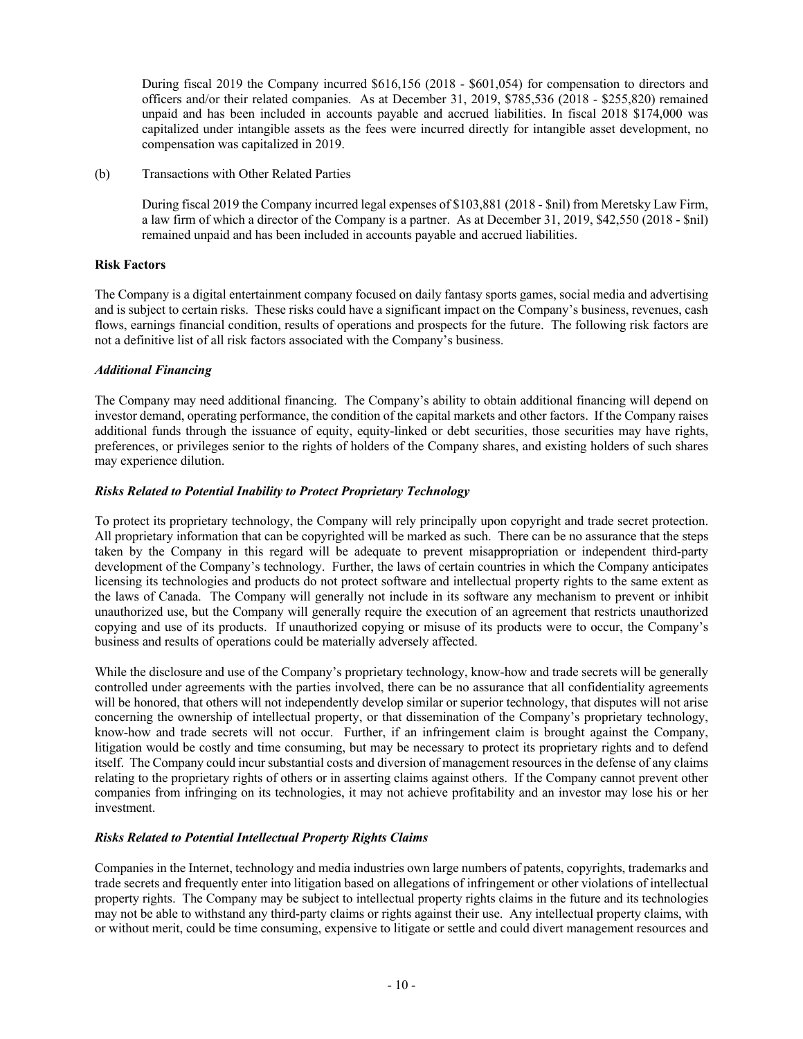During fiscal 2019 the Company incurred $616,156 (2018 - $601,054) for compensation to directors and officers and/or their related companies. As at December 31, 2019, $785,536 (2018 - $255,820) remained unpaid and has been included in accounts payable and accrued liabilities. In fiscal 2018 $174,000 was capitalized under intangible assets as the fees were incurred directly for intangible asset development, no compensation was capitalized in 2019.

(b) Transactions with Other Related Parties

During fiscal 2019 the Company incurred legal expenses of $103,881 (2018 - $nil) from Meretsky Law Firm, a law firm of which a director of the Company is a partner. As at December 31, 2019, $42,550 (2018 - $nil) remained unpaid and has been included in accounts payable and accrued liabilities.

**Risk Factors**

The Company is a digital entertainment company focused on daily fantasy sports games, social media and advertising and is subject to certain risks. These risks could have a significant impact on the Company's business, revenues, cash flows, earnings financial condition, results of operations and prospects for the future. The following risk factors are not a definitive list of all risk factors associated with the Company's business.

***Additional Financing***

The Company may need additional financing. The Company's ability to obtain additional financing will depend on investor demand, operating performance, the condition of the capital markets and other factors. If the Company raises additional funds through the issuance of equity, equity-linked or debt securities, those securities may have rights, preferences, or privileges senior to the rights of holders of the Company shares, and existing holders of such shares may experience dilution.

***Risks Related to Potential Inability to Protect Proprietary Technology***

To protect its proprietary technology, the Company will rely principally upon copyright and trade secret protection. All proprietary information that can be copyrighted will be marked as such. There can be no assurance that the steps taken by the Company in this regard will be adequate to prevent misappropriation or independent third-party development of the Company's technology. Further, the laws of certain countries in which the Company anticipates licensing its technologies and products do not protect software and intellectual property rights to the same extent as the laws of Canada. The Company will generally not include in its software any mechanism to prevent or inhibit unauthorized use, but the Company will generally require the execution of an agreement that restricts unauthorized copying and use of its products. If unauthorized copying or misuse of its products were to occur, the Company's business and results of operations could be materially adversely affected.

While the disclosure and use of the Company's proprietary technology, know-how and trade secrets will be generally controlled under agreements with the parties involved, there can be no assurance that all confidentiality agreements will be honored, that others will not independently develop similar or superior technology, that disputes will not arise concerning the ownership of intellectual property, or that dissemination of the Company's proprietary technology, know-how and trade secrets will not occur. Further, if an infringement claim is brought against the Company, litigation would be costly and time consuming, but may be necessary to protect its proprietary rights and to defend itself. The Company could incur substantial costs and diversion of management resources in the defense of any claims relating to the proprietary rights of others or in asserting claims against others. If the Company cannot prevent other companies from infringing on its technologies, it may not achieve profitability and an investor may lose his or her investment.

***Risks Related to Potential Intellectual Property Rights Claims***

Companies in the Internet, technology and media industries own large numbers of patents, copyrights, trademarks and trade secrets and frequently enter into litigation based on allegations of infringement or other violations of intellectual property rights. The Company may be subject to intellectual property rights claims in the future and its technologies may not be able to withstand any third-party claims or rights against their use. Any intellectual property claims, with or without merit, could be time consuming, expensive to litigate or settle and could divert management resources and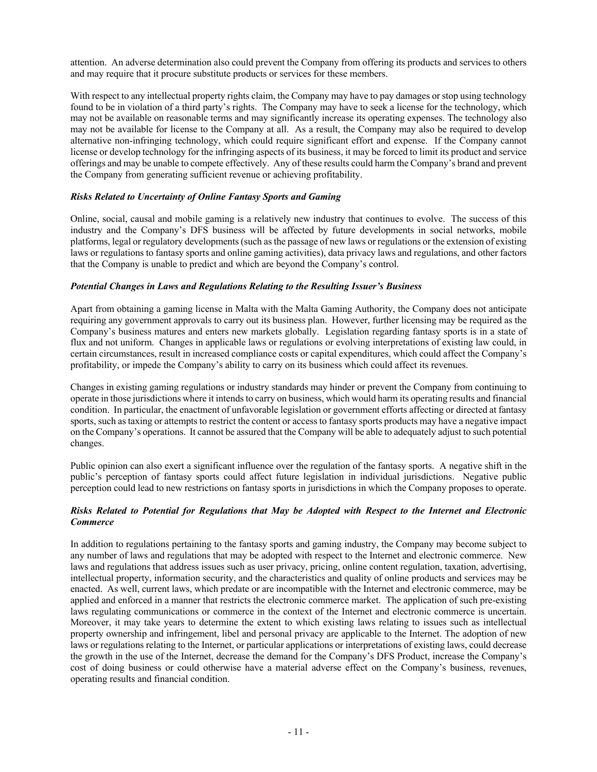attention. An adverse determination also could prevent the Company from offering its products and services to others and may require that it procure substitute products or services for these members.

With respect to any intellectual property rights claim, the Company may have to pay damages or stop using technology found to be in violation of a third party's rights. The Company may have to seek a license for the technology, which may not be available on reasonable terms and may significantly increase its operating expenses. The technology also may not be available for license to the Company at all. As a result, the Company may also be required to develop alternative non-infringing technology, which could require significant effort and expense. If the Company cannot license or develop technology for the infringing aspects of its business, it may be forced to limit its product and service offerings and may be unable to compete effectively. Any of these results could harm the Company's brand and prevent the Company from generating sufficient revenue or achieving profitability.

***Risks Related to Uncertainty of Online Fantasy Sports and Gaming***

Online, social, causal and mobile gaming is a relatively new industry that continues to evolve. The success of this industry and the Company's DFS business will be affected by future developments in social networks, mobile platforms, legal or regulatory developments (such as the passage of new laws or regulations or the extension of existing laws or regulations to fantasy sports and online gaming activities), data privacy laws and regulations, and other factors that the Company is unable to predict and which are beyond the Company's control.

***Potential Changes in Laws and Regulations Relating to the Resulting Issuer's Business***

Apart from obtaining a gaming license in Malta with the Malta Gaming Authority, the Company does not anticipate requiring any government approvals to carry out its business plan. However, further licensing may be required as the Company's business matures and enters new markets globally. Legislation regarding fantasy sports is in a state of flux and not uniform. Changes in applicable laws or regulations or evolving interpretations of existing law could, in certain circumstances, result in increased compliance costs or capital expenditures, which could affect the Company's profitability, or impede the Company's ability to carry on its business which could affect its revenues.

Changes in existing gaming regulations or industry standards may hinder or prevent the Company from continuing to operate in those jurisdictions where it intends to carry on business, which would harm its operating results and financial condition. In particular, the enactment of unfavorable legislation or government efforts affecting or directed at fantasy sports, such as taxing or attempts to restrict the content or access to fantasy sports products may have a negative impact on the Company's operations. It cannot be assured that the Company will be able to adequately adjust to such potential changes.

Public opinion can also exert a significant influence over the regulation of the fantasy sports. A negative shift in the public's perception of fantasy sports could affect future legislation in individual jurisdictions. Negative public perception could lead to new restrictions on fantasy sports in jurisdictions in which the Company proposes to operate.

***Risks Related to Potential for Regulations that May be Adopted with Respect to the Internet and Electronic Commerce***

In addition to regulations pertaining to the fantasy sports and gaming industry, the Company may become subject to any number of laws and regulations that may be adopted with respect to the Internet and electronic commerce. New laws and regulations that address issues such as user privacy, pricing, online content regulation, taxation, advertising, intellectual property, information security, and the characteristics and quality of online products and services may be enacted. As well, current laws, which predate or are incompatible with the Internet and electronic commerce, may be applied and enforced in a manner that restricts the electronic commerce market. The application of such pre-existing laws regulating communications or commerce in the context of the Internet and electronic commerce is uncertain. Moreover, it may take years to determine the extent to which existing laws relating to issues such as intellectual property ownership and infringement, libel and personal privacy are applicable to the Internet. The adoption of new laws or regulations relating to the Internet, or particular applications or interpretations of existing laws, could decrease the growth in the use of the Internet, decrease the demand for the Company's DFS Product, increase the Company's cost of doing business or could otherwise have a material adverse effect on the Company's business, revenues, operating results and financial condition.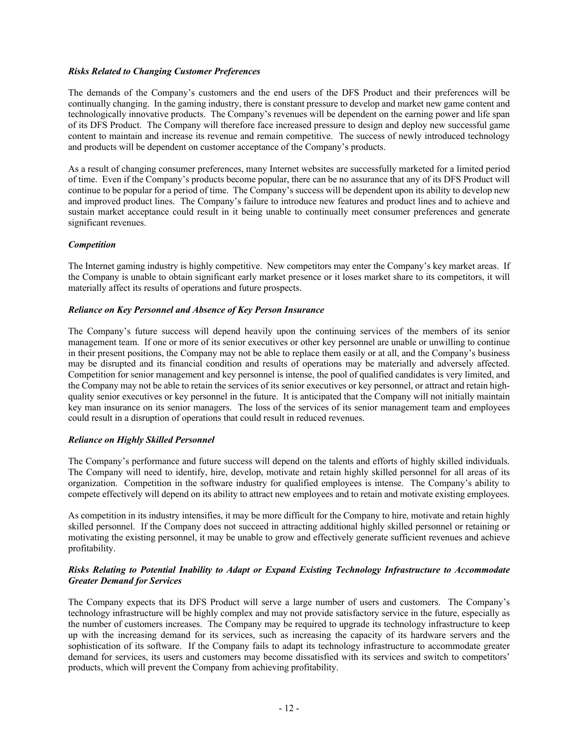***Risks Related to Changing Customer Preferences***

The demands of the Company's customers and the end users of the DFS Product and their preferences will be continually changing. In the gaming industry, there is constant pressure to develop and market new game content and technologically innovative products. The Company's revenues will be dependent on the earning power and life span of its DFS Product. The Company will therefore face increased pressure to design and deploy new successful game content to maintain and increase its revenue and remain competitive. The success of newly introduced technology and products will be dependent on customer acceptance of the Company's products.

As a result of changing consumer preferences, many Internet websites are successfully marketed for a limited period of time. Even if the Company's products become popular, there can be no assurance that any of its DFS Product will continue to be popular for a period of time. The Company's success will be dependent upon its ability to develop new and improved product lines. The Company's failure to introduce new features and product lines and to achieve and sustain market acceptance could result in it being unable to continually meet consumer preferences and generate significant revenues.

***Competition***

The Internet gaming industry is highly competitive. New competitors may enter the Company's key market areas. If the Company is unable to obtain significant early market presence or it loses market share to its competitors, it will materially affect its results of operations and future prospects.

***Reliance on Key Personnel and Absence of Key Person Insurance***

The Company's future success will depend heavily upon the continuing services of the members of its senior management team. If one or more of its senior executives or other key personnel are unable or unwilling to continue in their present positions, the Company may not be able to replace them easily or at all, and the Company's business may be disrupted and its financial condition and results of operations may be materially and adversely affected. Competition for senior management and key personnel is intense, the pool of qualified candidates is very limited, and the Company may not be able to retain the services of its senior executives or key personnel, or attract and retain high-quality senior executives or key personnel in the future. It is anticipated that the Company will not initially maintain key man insurance on its senior managers. The loss of the services of its senior management team and employees could result in a disruption of operations that could result in reduced revenues.

***Reliance on Highly Skilled Personnel***

The Company's performance and future success will depend on the talents and efforts of highly skilled individuals. The Company will need to identify, hire, develop, motivate and retain highly skilled personnel for all areas of its organization. Competition in the software industry for qualified employees is intense. The Company's ability to compete effectively will depend on its ability to attract new employees and to retain and motivate existing employees.

As competition in its industry intensifies, it may be more difficult for the Company to hire, motivate and retain highly skilled personnel. If the Company does not succeed in attracting additional highly skilled personnel or retaining or motivating the existing personnel, it may be unable to grow and effectively generate sufficient revenues and achieve profitability.

***Risks Relating to Potential Inability to Adapt or Expand Existing Technology Infrastructure to Accommodate Greater Demand for Services***

The Company expects that its DFS Product will serve a large number of users and customers. The Company's technology infrastructure will be highly complex and may not provide satisfactory service in the future, especially as the number of customers increases. The Company may be required to upgrade its technology infrastructure to keep up with the increasing demand for its services, such as increasing the capacity of its hardware servers and the sophistication of its software. If the Company fails to adapt its technology infrastructure to accommodate greater demand for services, its users and customers may become dissatisfied with its services and switch to competitors' products, which will prevent the Company from achieving profitability.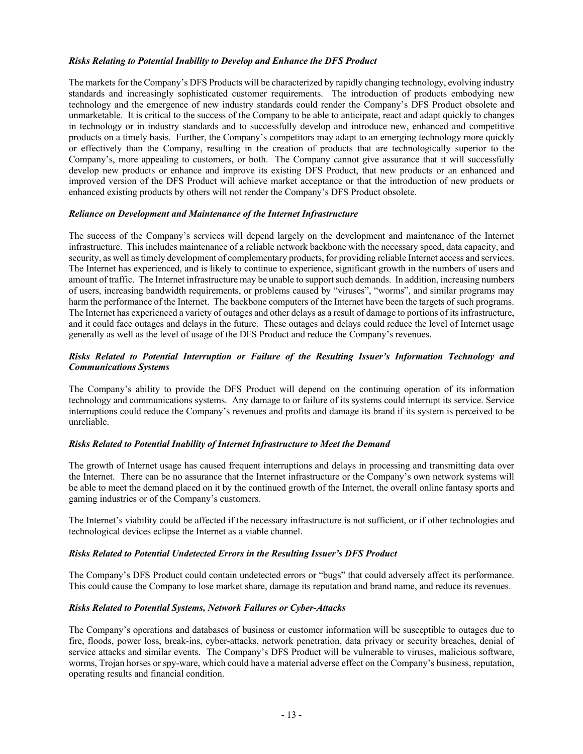***Risks Relating to Potential Inability to Develop and Enhance the DFS Product***

The markets for the Company's DFS Products will be characterized by rapidly changing technology, evolving industry standards and increasingly sophisticated customer requirements. The introduction of products embodying new technology and the emergence of new industry standards could render the Company's DFS Product obsolete and unmarketable. It is critical to the success of the Company to be able to anticipate, react and adapt quickly to changes in technology or in industry standards and to successfully develop and introduce new, enhanced and competitive products on a timely basis. Further, the Company's competitors may adapt to an emerging technology more quickly or effectively than the Company, resulting in the creation of products that are technologically superior to the Company's, more appealing to customers, or both. The Company cannot give assurance that it will successfully develop new products or enhance and improve its existing DFS Product, that new products or an enhanced and improved version of the DFS Product will achieve market acceptance or that the introduction of new products or enhanced existing products by others will not render the Company's DFS Product obsolete.

***Reliance on Development and Maintenance of the Internet Infrastructure***

The success of the Company's services will depend largely on the development and maintenance of the Internet infrastructure. This includes maintenance of a reliable network backbone with the necessary speed, data capacity, and security, as well as timely development of complementary products, for providing reliable Internet access and services. The Internet has experienced, and is likely to continue to experience, significant growth in the numbers of users and amount of traffic. The Internet infrastructure may be unable to support such demands. In addition, increasing numbers of users, increasing bandwidth requirements, or problems caused by "viruses", "worms", and similar programs may harm the performance of the Internet. The backbone computers of the Internet have been the targets of such programs. The Internet has experienced a variety of outages and other delays as a result of damage to portions of its infrastructure, and it could face outages and delays in the future. These outages and delays could reduce the level of Internet usage generally as well as the level of usage of the DFS Product and reduce the Company's revenues.

***Risks Related to Potential Interruption or Failure of the Resulting Issuer's Information Technology and Communications Systems***

The Company's ability to provide the DFS Product will depend on the continuing operation of its information technology and communications systems. Any damage to or failure of its systems could interrupt its service. Service interruptions could reduce the Company's revenues and profits and damage its brand if its system is perceived to be unreliable.

***Risks Related to Potential Inability of Internet Infrastructure to Meet the Demand***

The growth of Internet usage has caused frequent interruptions and delays in processing and transmitting data over the Internet. There can be no assurance that the Internet infrastructure or the Company's own network systems will be able to meet the demand placed on it by the continued growth of the Internet, the overall online fantasy sports and gaming industries or of the Company's customers.

The Internet's viability could be affected if the necessary infrastructure is not sufficient, or if other technologies and technological devices eclipse the Internet as a viable channel.

***Risks Related to Potential Undetected Errors in the Resulting Issuer's DFS Product***

The Company's DFS Product could contain undetected errors or "bugs" that could adversely affect its performance. This could cause the Company to lose market share, damage its reputation and brand name, and reduce its revenues.

***Risks Related to Potential Systems, Network Failures or Cyber-Attacks***

The Company's operations and databases of business or customer information will be susceptible to outages due to fire, floods, power loss, break-ins, cyber-attacks, network penetration, data privacy or security breaches, denial of service attacks and similar events. The Company's DFS Product will be vulnerable to viruses, malicious software, worms, Trojan horses or spy-ware, which could have a material adverse effect on the Company's business, reputation, operating results and financial condition.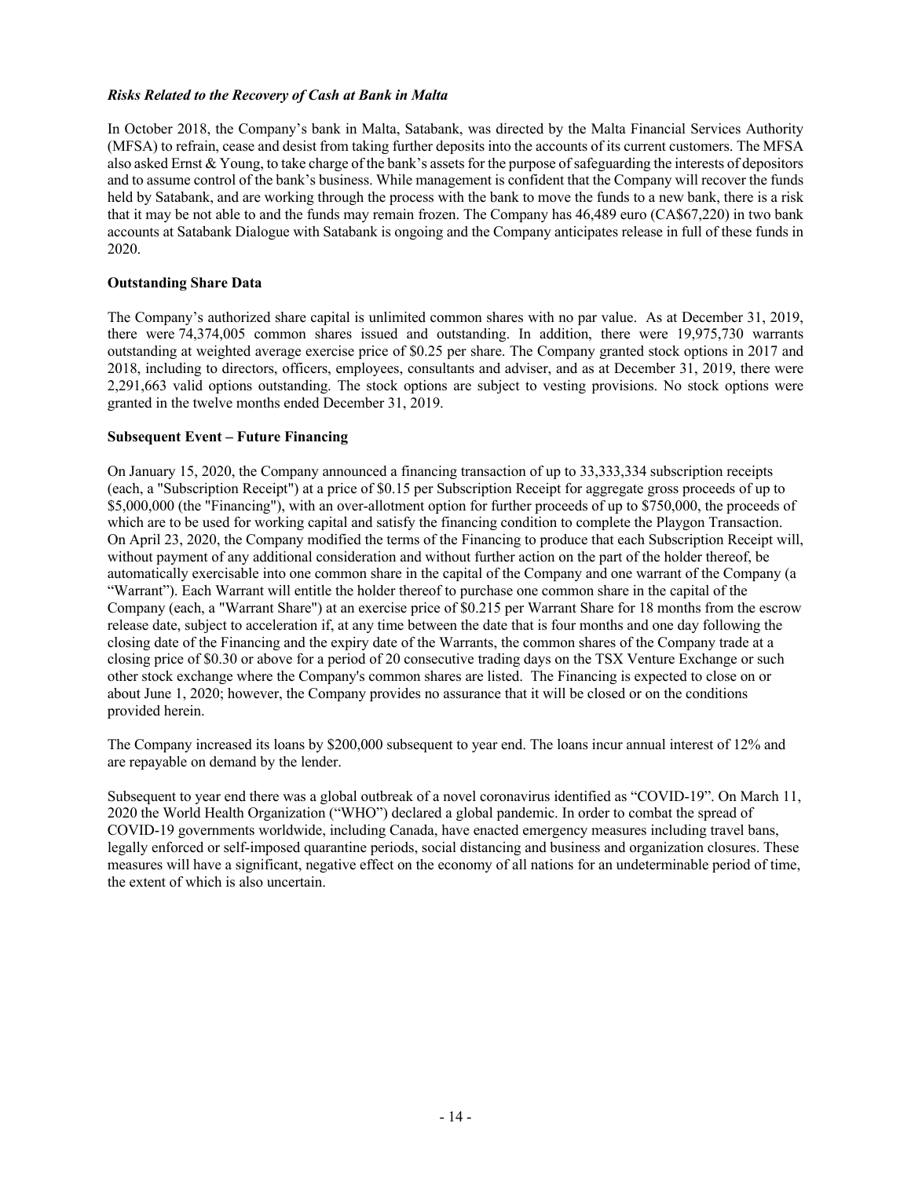### *Risks Related to the Recovery of Cash at Bank in Malta*

In October 2018, the Company's bank in Malta, Satabank, was directed by the Malta Financial Services Authority (MFSA) to refrain, cease and desist from taking further deposits into the accounts of its current customers. The MFSA also asked Ernst & Young, to take charge of the bank's assets for the purpose of safeguarding the interests of depositors and to assume control of the bank's business. While management is confident that the Company will recover the funds held by Satabank, and are working through the process with the bank to move the funds to a new bank, there is a risk that it may be not able to and the funds may remain frozen. The Company has 46,489 euro (CA$67,220) in two bank accounts at Satabank Dialogue with Satabank is ongoing and the Company anticipates release in full of these funds in 2020.

### Outstanding Share Data

The Company's authorized share capital is unlimited common shares with no par value. As at December 31, 2019, there were 74,374,005 common shares issued and outstanding. In addition, there were 19,975,730 warrants outstanding at weighted average exercise price of $0.25 per share. The Company granted stock options in 2017 and 2018, including to directors, officers, employees, consultants and adviser, and as at December 31, 2019, there were 2,291,663 valid options outstanding. The stock options are subject to vesting provisions. No stock options were granted in the twelve months ended December 31, 2019.

### Subsequent Event – Future Financing

On January 15, 2020, the Company announced a financing transaction of up to 33,333,334 subscription receipts (each, a "Subscription Receipt") at a price of $0.15 per Subscription Receipt for aggregate gross proceeds of up to $5,000,000 (the "Financing"), with an over-allotment option for further proceeds of up to $750,000, the proceeds of which are to be used for working capital and satisfy the financing condition to complete the Playgon Transaction. On April 23, 2020, the Company modified the terms of the Financing to produce that each Subscription Receipt will, without payment of any additional consideration and without further action on the part of the holder thereof, be automatically exercisable into one common share in the capital of the Company and one warrant of the Company (a "Warrant"). Each Warrant will entitle the holder thereof to purchase one common share in the capital of the Company (each, a "Warrant Share") at an exercise price of $0.215 per Warrant Share for 18 months from the escrow release date, subject to acceleration if, at any time between the date that is four months and one day following the closing date of the Financing and the expiry date of the Warrants, the common shares of the Company trade at a closing price of $0.30 or above for a period of 20 consecutive trading days on the TSX Venture Exchange or such other stock exchange where the Company's common shares are listed. The Financing is expected to close on or about June 1, 2020; however, the Company provides no assurance that it will be closed or on the conditions provided herein.

The Company increased its loans by $200,000 subsequent to year end. The loans incur annual interest of 12% and are repayable on demand by the lender.

Subsequent to year end there was a global outbreak of a novel coronavirus identified as "COVID-19". On March 11, 2020 the World Health Organization ("WHO") declared a global pandemic. In order to combat the spread of COVID-19 governments worldwide, including Canada, have enacted emergency measures including travel bans, legally enforced or self-imposed quarantine periods, social distancing and business and organization closures. These measures will have a significant, negative effect on the economy of all nations for an undeterminable period of time, the extent of which is also uncertain.